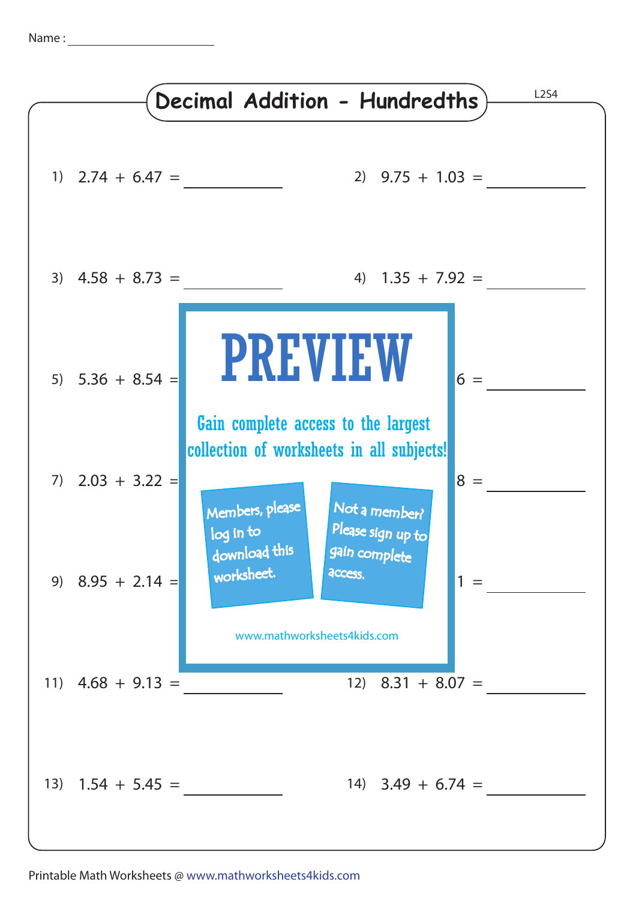Name : ____________________

# Decimal Addition - Hundredths

L2S4

1) 2.74 + 6.47 = __________

2) 9.75 + 1.03 = __________

3) 4.58 + 8.73 = __________

4) 1.35 + 7.92 = __________

5) 5.36 + 8.54 = __________

6) ...6 = __________

7) 2.03 + 3.22 = __________

8) ...8 = __________

9) 8.95 + 2.14 = __________

10) ...1 = __________

11) 4.68 + 9.13 = __________

12) 8.31 + 8.07 = __________

13) 1.54 + 5.45 = __________

14) 3.49 + 6.74 = __________

PREVIEW

Gain complete access to the largest collection of worksheets in all subjects!

Members, please log in to download this worksheet.

Not a member? Please sign up to gain complete access.

www.mathworksheets4kids.com

Printable Math Worksheets @ www.mathworksheets4kids.com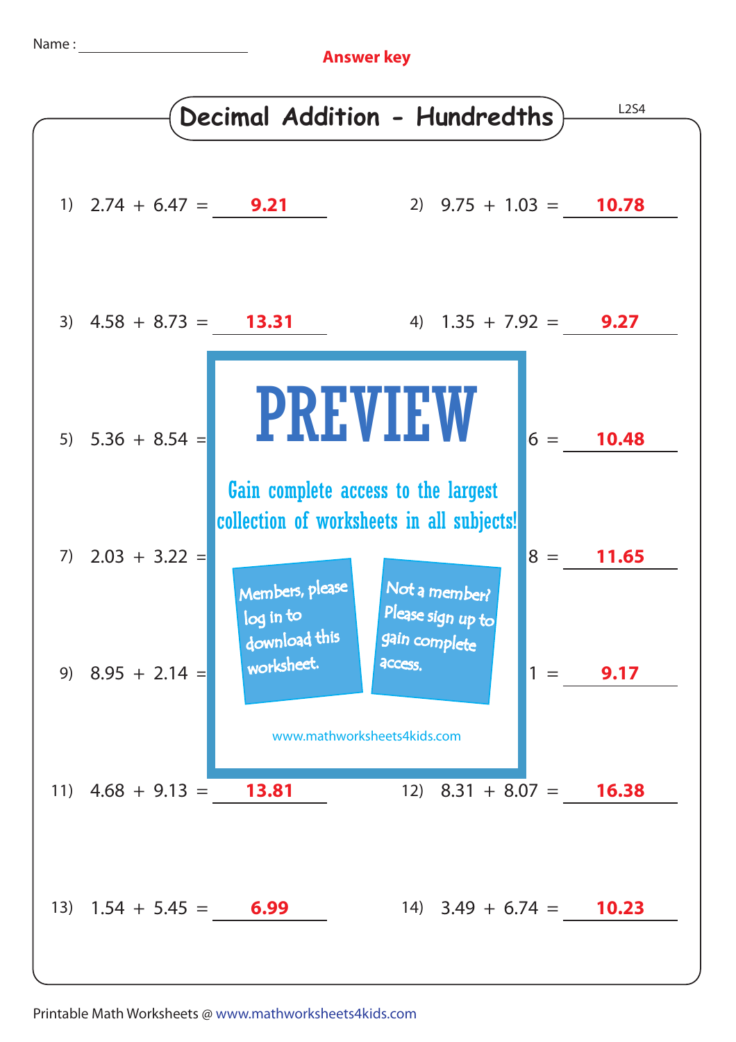Name : ____________________

**Answer key**

# Decimal Addition - Hundredths

L2S4

1) $2.74 + 6.47 =$ **9.21**

2) $9.75 + 1.03 =$ **10.78**

3) $4.58 + 8.73 =$ **13.31**

4) $1.35 + 7.92 =$ **9.27**

5) $5.36 + 8.54 =$

6) 6 = **10.48**

7) $2.03 + 3.22 =$

8) 8 = **11.65**

9) $8.95 + 2.14 =$

10) 1 = **9.17**

PREVIEW

Gain complete access to the largest collection of worksheets in all subjects!

Members, please log in to download this worksheet.

Not a member? Please sign up to gain complete access.

www.mathworksheets4kids.com

11) $4.68 + 9.13 =$ **13.81**

12) $8.31 + 8.07 =$ **16.38**

13) $1.54 + 5.45 =$ **6.99**

14) $3.49 + 6.74 =$ **10.23**

Printable Math Worksheets @ www.mathworksheets4kids.com